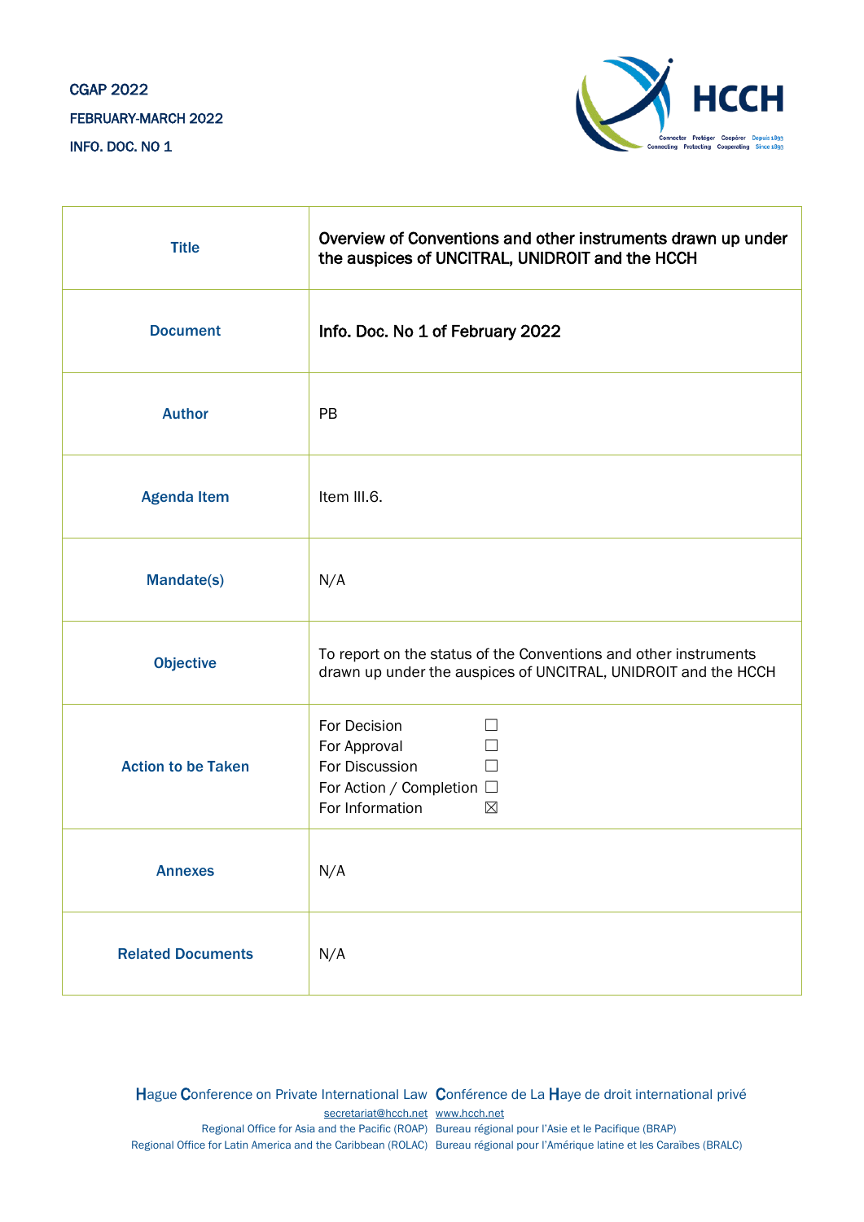CGAP 2022

FEBRUARY-MARCH 2022

INFO. DOC. NO 1

| | |
|---|---|
| **Title** | Overview of Conventions and other instruments drawn up under the auspices of UNCITRAL, UNIDROIT and the HCCH |
| **Document** | Info. Doc. No 1 of February 2022 |
| **Author** | PB |
| **Agenda Item** | Item III.6. |
| **Mandate(s)** | N/A |
| **Objective** | To report on the status of the Conventions and other instruments drawn up under the auspices of UNCITRAL, UNIDROIT and the HCCH |
| **Action to be Taken** | For Decision ☐<br>For Approval ☐<br>For Discussion ☐<br>For Action / Completion ☐<br>For Information ☒ |
| **Annexes** | N/A |
| **Related Documents** | N/A |

Hague Conference on Private International Law Conférence de La Haye de droit international privé
secretariat@hcch.net www.hcch.net
Regional Office for Asia and the Pacific (ROAP) Bureau régional pour l'Asie et le Pacifique (BRAP)
Regional Office for Latin America and the Caribbean (ROLAC) Bureau régional pour l'Amérique latine et les Caraïbes (BRALC)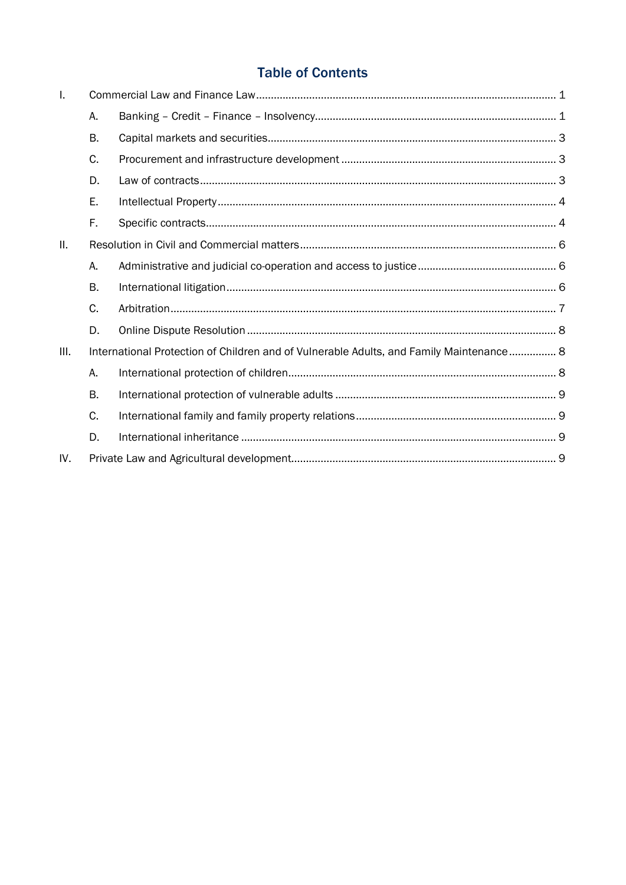# Table of Contents

| | | | |
|---|---|---|---|
| I. | Commercial Law and Finance Law | | 1 |
| | A. | Banking – Credit – Finance – Insolvency | 1 |
| | B. | Capital markets and securities | 3 |
| | C. | Procurement and infrastructure development | 3 |
| | D. | Law of contracts | 3 |
| | E. | Intellectual Property | 4 |
| | F. | Specific contracts | 4 |
| II. | Resolution in Civil and Commercial matters | | 6 |
| | A. | Administrative and judicial co-operation and access to justice | 6 |
| | B. | International litigation | 6 |
| | C. | Arbitration | 7 |
| | D. | Online Dispute Resolution | 8 |
| III. | International Protection of Children and of Vulnerable Adults, and Family Maintenance | | 8 |
| | A. | International protection of children | 8 |
| | B. | International protection of vulnerable adults | 9 |
| | C. | International family and family property relations | 9 |
| | D. | International inheritance | 9 |
| IV. | Private Law and Agricultural development | | 9 |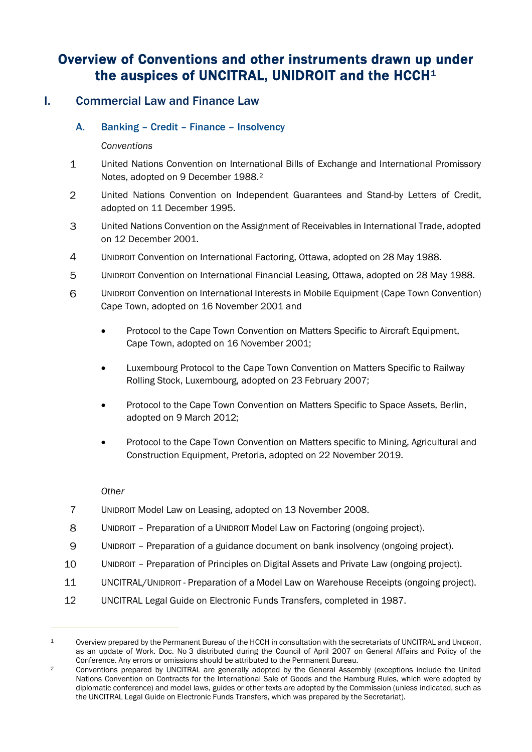# Overview of Conventions and other instruments drawn up under the auspices of UNCITRAL, UNIDROIT and the HCCH[1]

## I. Commercial Law and Finance Law

### A. Banking – Credit – Finance – Insolvency

*Conventions*

1. United Nations Convention on International Bills of Exchange and International Promissory Notes, adopted on 9 December 1988.[2]
2. United Nations Convention on Independent Guarantees and Stand-by Letters of Credit, adopted on 11 December 1995.
3. United Nations Convention on the Assignment of Receivables in International Trade, adopted on 12 December 2001.
4. UNIDROIT Convention on International Factoring, Ottawa, adopted on 28 May 1988.
5. UNIDROIT Convention on International Financial Leasing, Ottawa, adopted on 28 May 1988.
6. UNIDROIT Convention on International Interests in Mobile Equipment (Cape Town Convention) Cape Town, adopted on 16 November 2001 and
   - Protocol to the Cape Town Convention on Matters Specific to Aircraft Equipment, Cape Town, adopted on 16 November 2001;
   - Luxembourg Protocol to the Cape Town Convention on Matters Specific to Railway Rolling Stock, Luxembourg, adopted on 23 February 2007;
   - Protocol to the Cape Town Convention on Matters Specific to Space Assets, Berlin, adopted on 9 March 2012;
   - Protocol to the Cape Town Convention on Matters specific to Mining, Agricultural and Construction Equipment, Pretoria, adopted on 22 November 2019.

*Other*

7. UNIDROIT Model Law on Leasing, adopted on 13 November 2008.
8. UNIDROIT – Preparation of a UNIDROIT Model Law on Factoring (ongoing project).
9. UNIDROIT – Preparation of a guidance document on bank insolvency (ongoing project).
10. UNIDROIT – Preparation of Principles on Digital Assets and Private Law (ongoing project).
11. UNCITRAL/UNIDROIT - Preparation of a Model Law on Warehouse Receipts (ongoing project).
12. UNCITRAL Legal Guide on Electronic Funds Transfers, completed in 1987.

---

[1] Overview prepared by the Permanent Bureau of the HCCH in consultation with the secretariats of UNCITRAL and UNIDROIT, as an update of Work. Doc. No 3 distributed during the Council of April 2007 on General Affairs and Policy of the Conference. Any errors or omissions should be attributed to the Permanent Bureau.

[2] Conventions prepared by UNCITRAL are generally adopted by the General Assembly (exceptions include the United Nations Convention on Contracts for the International Sale of Goods and the Hamburg Rules, which were adopted by diplomatic conference) and model laws, guides or other texts are adopted by the Commission (unless indicated, such as the UNCITRAL Legal Guide on Electronic Funds Transfers, which was prepared by the Secretariat).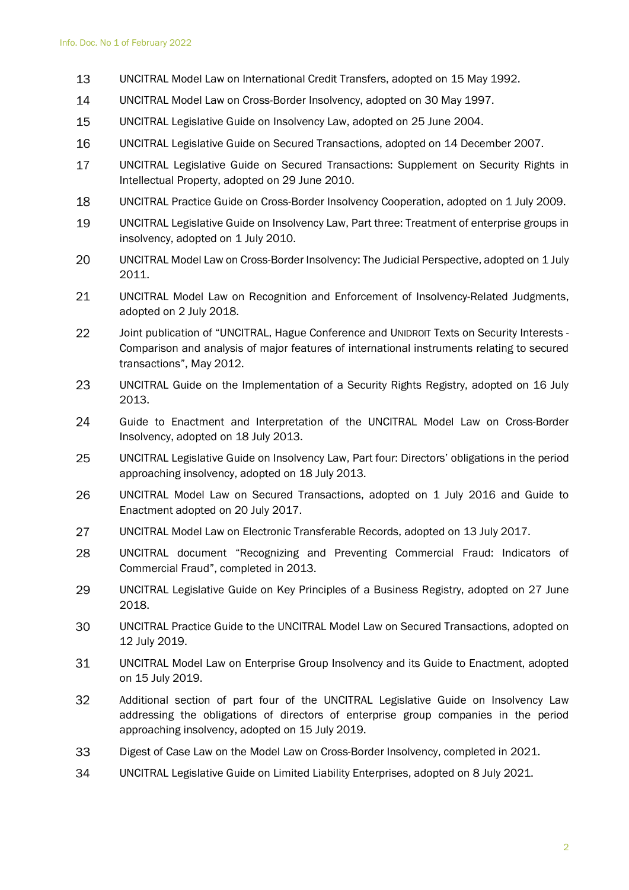13 UNCITRAL Model Law on International Credit Transfers, adopted on 15 May 1992.

14 UNCITRAL Model Law on Cross-Border Insolvency, adopted on 30 May 1997.

15 UNCITRAL Legislative Guide on Insolvency Law, adopted on 25 June 2004.

16 UNCITRAL Legislative Guide on Secured Transactions, adopted on 14 December 2007.

17 UNCITRAL Legislative Guide on Secured Transactions: Supplement on Security Rights in Intellectual Property, adopted on 29 June 2010.

18 UNCITRAL Practice Guide on Cross-Border Insolvency Cooperation, adopted on 1 July 2009.

19 UNCITRAL Legislative Guide on Insolvency Law, Part three: Treatment of enterprise groups in insolvency, adopted on 1 July 2010.

20 UNCITRAL Model Law on Cross-Border Insolvency: The Judicial Perspective, adopted on 1 July 2011.

21 UNCITRAL Model Law on Recognition and Enforcement of Insolvency-Related Judgments, adopted on 2 July 2018.

22 Joint publication of "UNCITRAL, Hague Conference and UNIDROIT Texts on Security Interests - Comparison and analysis of major features of international instruments relating to secured transactions", May 2012.

23 UNCITRAL Guide on the Implementation of a Security Rights Registry, adopted on 16 July 2013.

24 Guide to Enactment and Interpretation of the UNCITRAL Model Law on Cross-Border Insolvency, adopted on 18 July 2013.

25 UNCITRAL Legislative Guide on Insolvency Law, Part four: Directors' obligations in the period approaching insolvency, adopted on 18 July 2013.

26 UNCITRAL Model Law on Secured Transactions, adopted on 1 July 2016 and Guide to Enactment adopted on 20 July 2017.

27 UNCITRAL Model Law on Electronic Transferable Records, adopted on 13 July 2017.

28 UNCITRAL document "Recognizing and Preventing Commercial Fraud: Indicators of Commercial Fraud", completed in 2013.

29 UNCITRAL Legislative Guide on Key Principles of a Business Registry, adopted on 27 June 2018.

30 UNCITRAL Practice Guide to the UNCITRAL Model Law on Secured Transactions, adopted on 12 July 2019.

31 UNCITRAL Model Law on Enterprise Group Insolvency and its Guide to Enactment, adopted on 15 July 2019.

32 Additional section of part four of the UNCITRAL Legislative Guide on Insolvency Law addressing the obligations of directors of enterprise group companies in the period approaching insolvency, adopted on 15 July 2019.

33 Digest of Case Law on the Model Law on Cross-Border Insolvency, completed in 2021.

34 UNCITRAL Legislative Guide on Limited Liability Enterprises, adopted on 8 July 2021.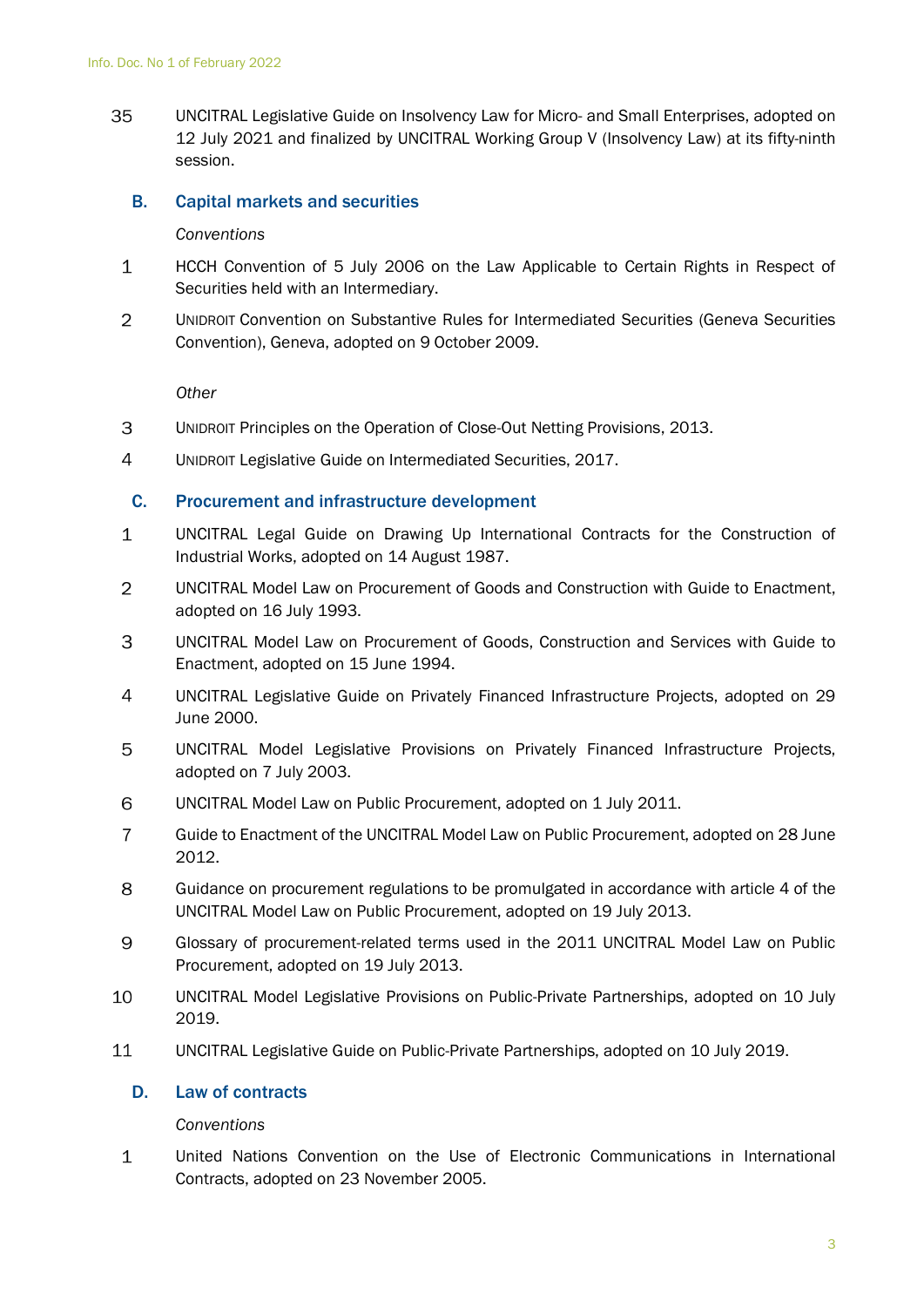35 UNCITRAL Legislative Guide on Insolvency Law for Micro- and Small Enterprises, adopted on 12 July 2021 and finalized by UNCITRAL Working Group V (Insolvency Law) at its fifty-ninth session.

## B. Capital markets and securities

*Conventions*

1 HCCH Convention of 5 July 2006 on the Law Applicable to Certain Rights in Respect of Securities held with an Intermediary.

2 UNIDROIT Convention on Substantive Rules for Intermediated Securities (Geneva Securities Convention), Geneva, adopted on 9 October 2009.

*Other*

3 UNIDROIT Principles on the Operation of Close-Out Netting Provisions, 2013.

4 UNIDROIT Legislative Guide on Intermediated Securities, 2017.

## C. Procurement and infrastructure development

1 UNCITRAL Legal Guide on Drawing Up International Contracts for the Construction of Industrial Works, adopted on 14 August 1987.

2 UNCITRAL Model Law on Procurement of Goods and Construction with Guide to Enactment, adopted on 16 July 1993.

3 UNCITRAL Model Law on Procurement of Goods, Construction and Services with Guide to Enactment, adopted on 15 June 1994.

4 UNCITRAL Legislative Guide on Privately Financed Infrastructure Projects, adopted on 29 June 2000.

5 UNCITRAL Model Legislative Provisions on Privately Financed Infrastructure Projects, adopted on 7 July 2003.

6 UNCITRAL Model Law on Public Procurement, adopted on 1 July 2011.

7 Guide to Enactment of the UNCITRAL Model Law on Public Procurement, adopted on 28 June 2012.

8 Guidance on procurement regulations to be promulgated in accordance with article 4 of the UNCITRAL Model Law on Public Procurement, adopted on 19 July 2013.

9 Glossary of procurement-related terms used in the 2011 UNCITRAL Model Law on Public Procurement, adopted on 19 July 2013.

10 UNCITRAL Model Legislative Provisions on Public-Private Partnerships, adopted on 10 July 2019.

11 UNCITRAL Legislative Guide on Public-Private Partnerships, adopted on 10 July 2019.

## D. Law of contracts

*Conventions*

1 United Nations Convention on the Use of Electronic Communications in International Contracts, adopted on 23 November 2005.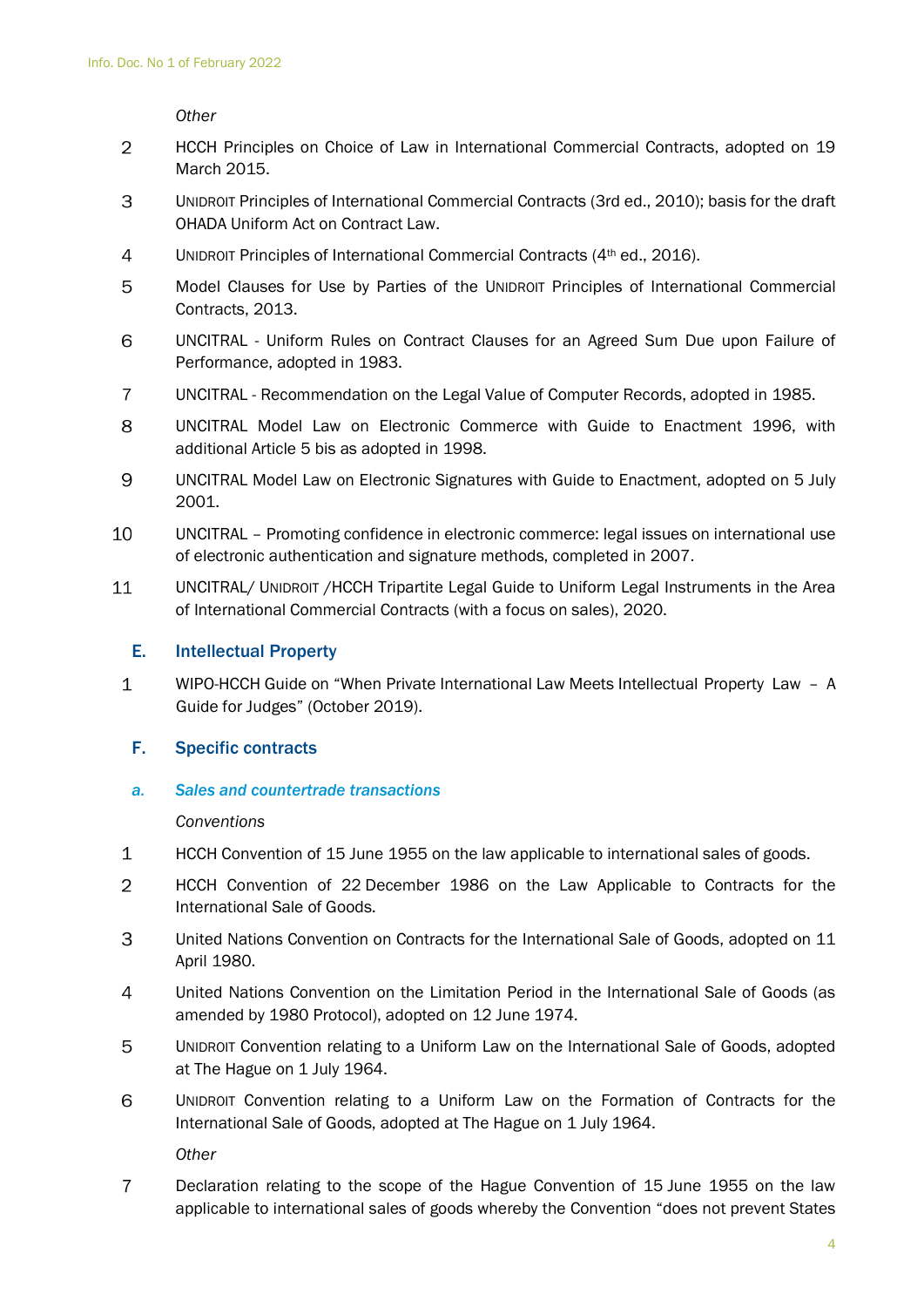*Other*

2 HCCH Principles on Choice of Law in International Commercial Contracts, adopted on 19 March 2015.

3 UNIDROIT Principles of International Commercial Contracts (3rd ed., 2010); basis for the draft OHADA Uniform Act on Contract Law.

4 UNIDROIT Principles of International Commercial Contracts (4th ed., 2016).

5 Model Clauses for Use by Parties of the UNIDROIT Principles of International Commercial Contracts, 2013.

6 UNCITRAL - Uniform Rules on Contract Clauses for an Agreed Sum Due upon Failure of Performance, adopted in 1983.

7 UNCITRAL - Recommendation on the Legal Value of Computer Records, adopted in 1985.

8 UNCITRAL Model Law on Electronic Commerce with Guide to Enactment 1996, with additional Article 5 bis as adopted in 1998.

9 UNCITRAL Model Law on Electronic Signatures with Guide to Enactment, adopted on 5 July 2001.

10 UNCITRAL – Promoting confidence in electronic commerce: legal issues on international use of electronic authentication and signature methods, completed in 2007.

11 UNCITRAL/ UNIDROIT /HCCH Tripartite Legal Guide to Uniform Legal Instruments in the Area of International Commercial Contracts (with a focus on sales), 2020.

## E. Intellectual Property

1 WIPO-HCCH Guide on "When Private International Law Meets Intellectual Property Law – A Guide for Judges" (October 2019).

## F. Specific contracts

### *a. Sales and countertrade transactions*

*Conventions*

1 HCCH Convention of 15 June 1955 on the law applicable to international sales of goods.

2 HCCH Convention of 22 December 1986 on the Law Applicable to Contracts for the International Sale of Goods.

3 United Nations Convention on Contracts for the International Sale of Goods, adopted on 11 April 1980.

4 United Nations Convention on the Limitation Period in the International Sale of Goods (as amended by 1980 Protocol), adopted on 12 June 1974.

5 UNIDROIT Convention relating to a Uniform Law on the International Sale of Goods, adopted at The Hague on 1 July 1964.

6 UNIDROIT Convention relating to a Uniform Law on the Formation of Contracts for the International Sale of Goods, adopted at The Hague on 1 July 1964.

*Other*

7 Declaration relating to the scope of the Hague Convention of 15 June 1955 on the law applicable to international sales of goods whereby the Convention "does not prevent States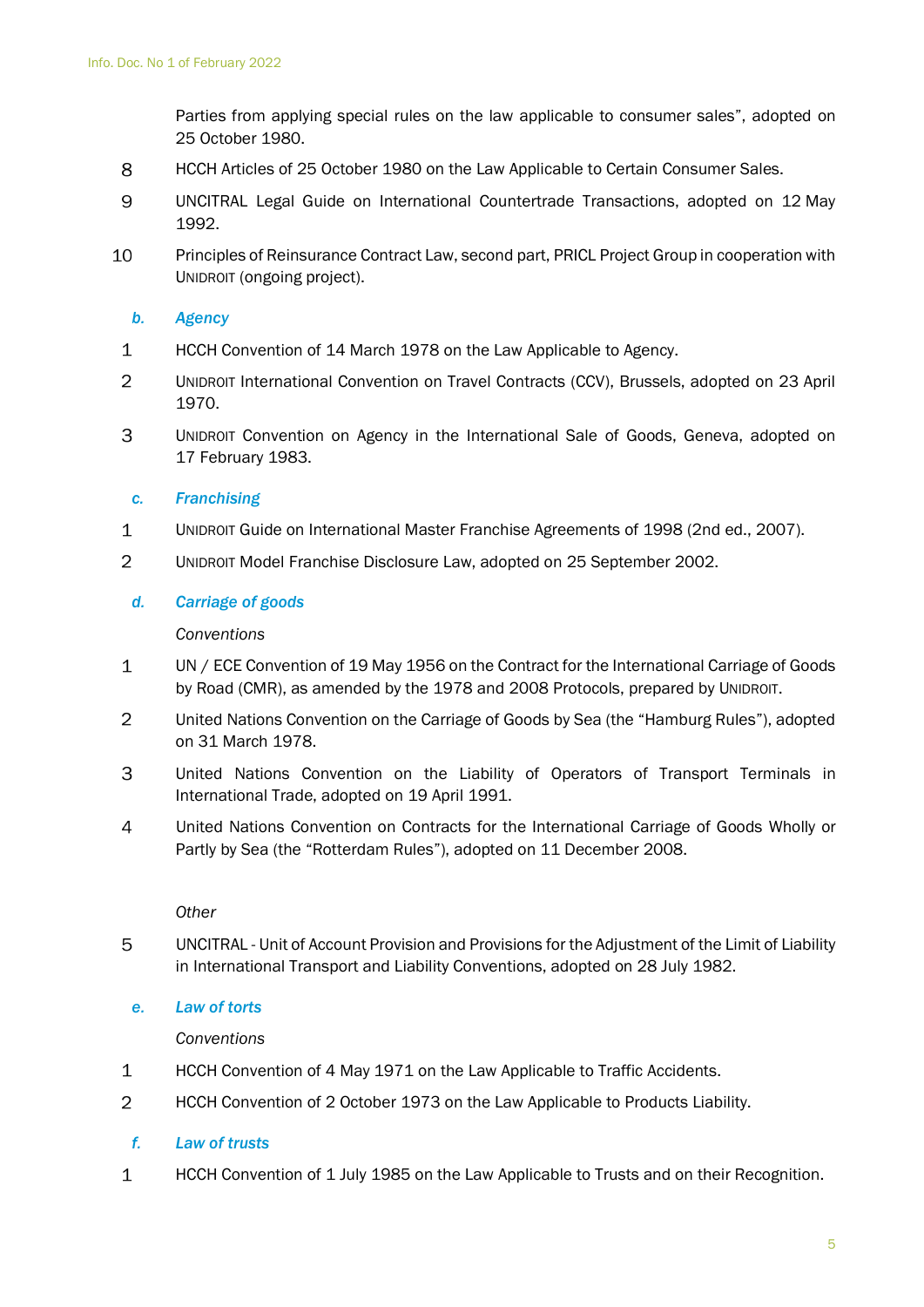Parties from applying special rules on the law applicable to consumer sales", adopted on 25 October 1980.

8 HCCH Articles of 25 October 1980 on the Law Applicable to Certain Consumer Sales.

9 UNCITRAL Legal Guide on International Countertrade Transactions, adopted on 12 May 1992.

10 Principles of Reinsurance Contract Law, second part, PRICL Project Group in cooperation with UNIDROIT (ongoing project).

### b. *Agency*

1 HCCH Convention of 14 March 1978 on the Law Applicable to Agency.

2 UNIDROIT International Convention on Travel Contracts (CCV), Brussels, adopted on 23 April 1970.

3 UNIDROIT Convention on Agency in the International Sale of Goods, Geneva, adopted on 17 February 1983.

### c. *Franchising*

1 UNIDROIT Guide on International Master Franchise Agreements of 1998 (2nd ed., 2007).

2 UNIDROIT Model Franchise Disclosure Law, adopted on 25 September 2002.

### d. *Carriage of goods*

*Conventions*

1 UN / ECE Convention of 19 May 1956 on the Contract for the International Carriage of Goods by Road (CMR), as amended by the 1978 and 2008 Protocols, prepared by UNIDROIT.

2 United Nations Convention on the Carriage of Goods by Sea (the "Hamburg Rules"), adopted on 31 March 1978.

3 United Nations Convention on the Liability of Operators of Transport Terminals in International Trade, adopted on 19 April 1991.

4 United Nations Convention on Contracts for the International Carriage of Goods Wholly or Partly by Sea (the "Rotterdam Rules"), adopted on 11 December 2008.

*Other*

5 UNCITRAL - Unit of Account Provision and Provisions for the Adjustment of the Limit of Liability in International Transport and Liability Conventions, adopted on 28 July 1982.

### e. *Law of torts*

*Conventions*

1 HCCH Convention of 4 May 1971 on the Law Applicable to Traffic Accidents.

2 HCCH Convention of 2 October 1973 on the Law Applicable to Products Liability.

### f. *Law of trusts*

1 HCCH Convention of 1 July 1985 on the Law Applicable to Trusts and on their Recognition.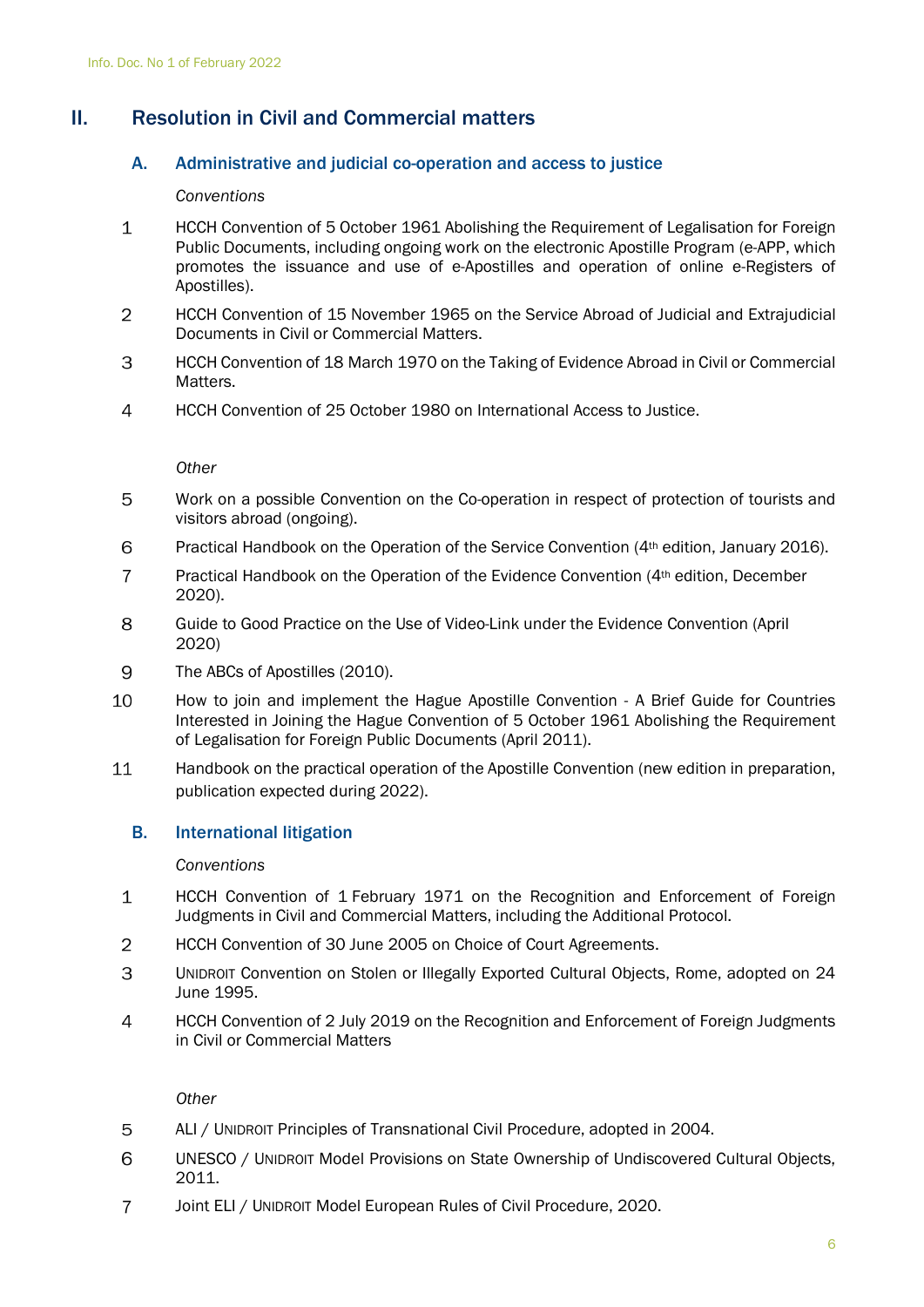## II. Resolution in Civil and Commercial matters

### A. Administrative and judicial co-operation and access to justice

*Conventions*

1 HCCH Convention of 5 October 1961 Abolishing the Requirement of Legalisation for Foreign Public Documents, including ongoing work on the electronic Apostille Program (e-APP, which promotes the issuance and use of e-Apostilles and operation of online e-Registers of Apostilles).

2 HCCH Convention of 15 November 1965 on the Service Abroad of Judicial and Extrajudicial Documents in Civil or Commercial Matters.

3 HCCH Convention of 18 March 1970 on the Taking of Evidence Abroad in Civil or Commercial Matters.

4 HCCH Convention of 25 October 1980 on International Access to Justice.

*Other*

5 Work on a possible Convention on the Co-operation in respect of protection of tourists and visitors abroad (ongoing).

6 Practical Handbook on the Operation of the Service Convention (4th edition, January 2016).

7 Practical Handbook on the Operation of the Evidence Convention (4th edition, December 2020).

8 Guide to Good Practice on the Use of Video-Link under the Evidence Convention (April 2020)

9 The ABCs of Apostilles (2010).

10 How to join and implement the Hague Apostille Convention - A Brief Guide for Countries Interested in Joining the Hague Convention of 5 October 1961 Abolishing the Requirement of Legalisation for Foreign Public Documents (April 2011).

11 Handbook on the practical operation of the Apostille Convention (new edition in preparation, publication expected during 2022).

### B. International litigation

*Conventions*

1 HCCH Convention of 1 February 1971 on the Recognition and Enforcement of Foreign Judgments in Civil and Commercial Matters, including the Additional Protocol.

2 HCCH Convention of 30 June 2005 on Choice of Court Agreements.

3 UNIDROIT Convention on Stolen or Illegally Exported Cultural Objects, Rome, adopted on 24 June 1995.

4 HCCH Convention of 2 July 2019 on the Recognition and Enforcement of Foreign Judgments in Civil or Commercial Matters

*Other*

5 ALI / UNIDROIT Principles of Transnational Civil Procedure, adopted in 2004.

6 UNESCO / UNIDROIT Model Provisions on State Ownership of Undiscovered Cultural Objects, 2011.

7 Joint ELI / UNIDROIT Model European Rules of Civil Procedure, 2020.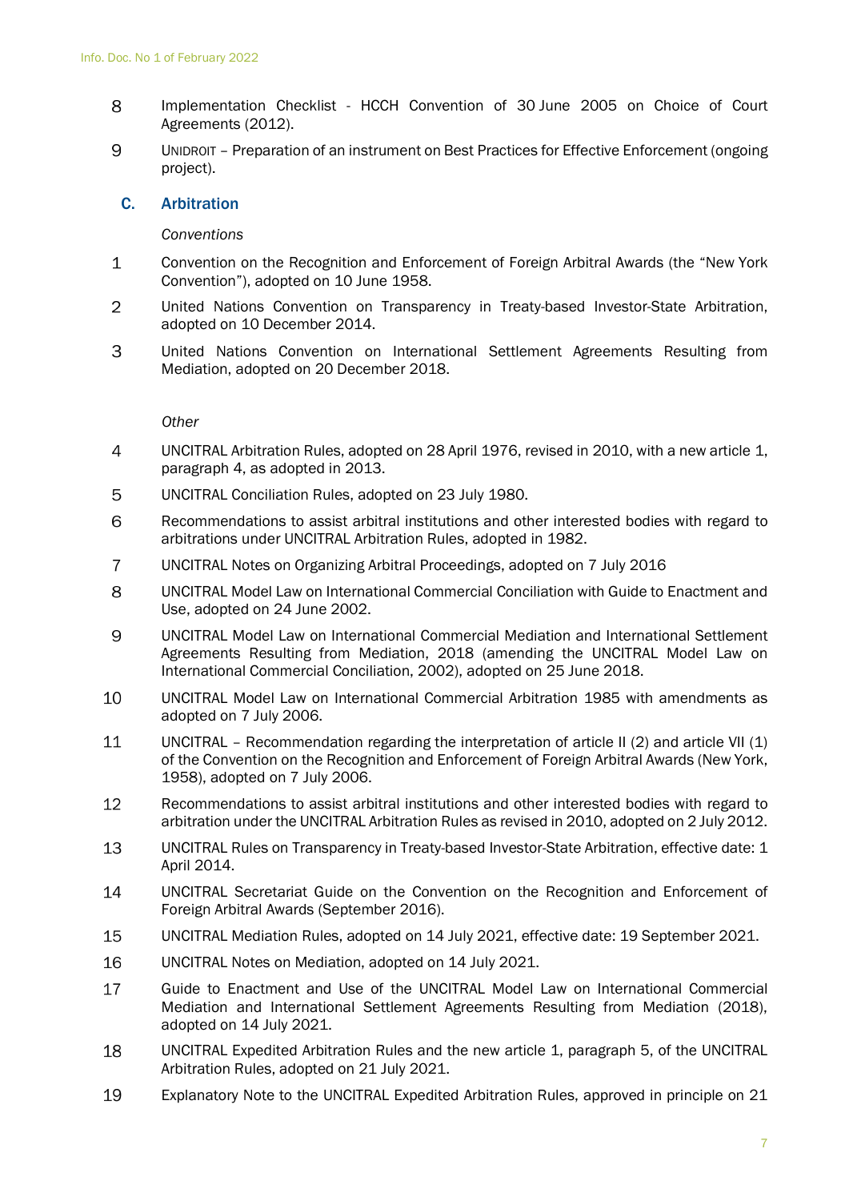8 Implementation Checklist - HCCH Convention of 30 June 2005 on Choice of Court Agreements (2012).

9 UNIDROIT – Preparation of an instrument on Best Practices for Effective Enforcement (ongoing project).

### C. Arbitration

*Conventions*

1 Convention on the Recognition and Enforcement of Foreign Arbitral Awards (the "New York Convention"), adopted on 10 June 1958.

2 United Nations Convention on Transparency in Treaty-based Investor-State Arbitration, adopted on 10 December 2014.

3 United Nations Convention on International Settlement Agreements Resulting from Mediation, adopted on 20 December 2018.

*Other*

4 UNCITRAL Arbitration Rules, adopted on 28 April 1976, revised in 2010, with a new article 1, paragraph 4, as adopted in 2013.

5 UNCITRAL Conciliation Rules, adopted on 23 July 1980.

6 Recommendations to assist arbitral institutions and other interested bodies with regard to arbitrations under UNCITRAL Arbitration Rules, adopted in 1982.

7 UNCITRAL Notes on Organizing Arbitral Proceedings, adopted on 7 July 2016

8 UNCITRAL Model Law on International Commercial Conciliation with Guide to Enactment and Use, adopted on 24 June 2002.

9 UNCITRAL Model Law on International Commercial Mediation and International Settlement Agreements Resulting from Mediation, 2018 (amending the UNCITRAL Model Law on International Commercial Conciliation, 2002), adopted on 25 June 2018.

10 UNCITRAL Model Law on International Commercial Arbitration 1985 with amendments as adopted on 7 July 2006.

11 UNCITRAL – Recommendation regarding the interpretation of article II (2) and article VII (1) of the Convention on the Recognition and Enforcement of Foreign Arbitral Awards (New York, 1958), adopted on 7 July 2006.

12 Recommendations to assist arbitral institutions and other interested bodies with regard to arbitration under the UNCITRAL Arbitration Rules as revised in 2010, adopted on 2 July 2012.

13 UNCITRAL Rules on Transparency in Treaty-based Investor-State Arbitration, effective date: 1 April 2014.

14 UNCITRAL Secretariat Guide on the Convention on the Recognition and Enforcement of Foreign Arbitral Awards (September 2016).

15 UNCITRAL Mediation Rules, adopted on 14 July 2021, effective date: 19 September 2021.

16 UNCITRAL Notes on Mediation, adopted on 14 July 2021.

17 Guide to Enactment and Use of the UNCITRAL Model Law on International Commercial Mediation and International Settlement Agreements Resulting from Mediation (2018), adopted on 14 July 2021.

18 UNCITRAL Expedited Arbitration Rules and the new article 1, paragraph 5, of the UNCITRAL Arbitration Rules, adopted on 21 July 2021.

19 Explanatory Note to the UNCITRAL Expedited Arbitration Rules, approved in principle on 21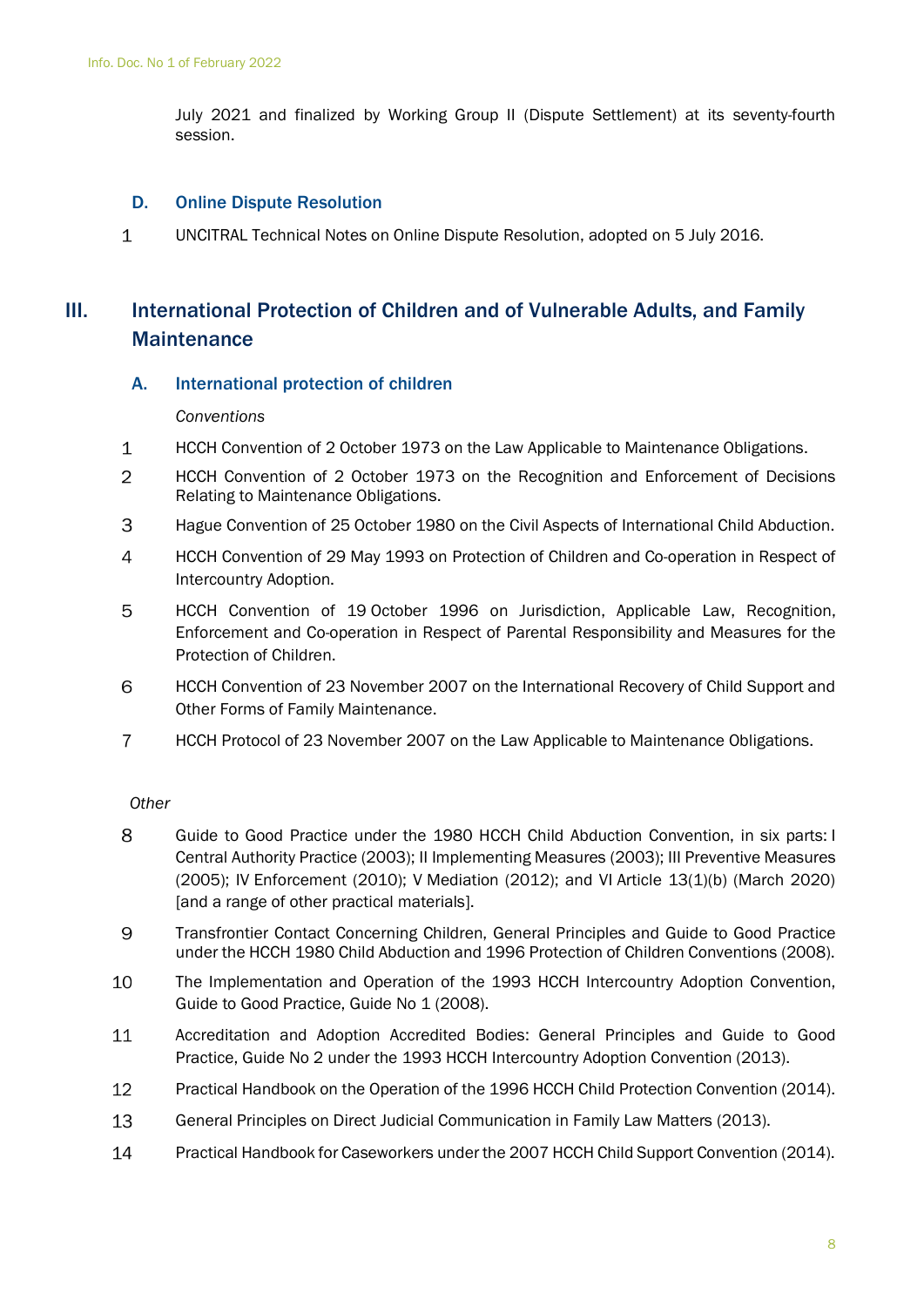July 2021 and finalized by Working Group II (Dispute Settlement) at its seventy-fourth session.

### D. Online Dispute Resolution

1 UNCITRAL Technical Notes on Online Dispute Resolution, adopted on 5 July 2016.

## III. International Protection of Children and of Vulnerable Adults, and Family Maintenance

### A. International protection of children

*Conventions*

1 HCCH Convention of 2 October 1973 on the Law Applicable to Maintenance Obligations.

2 HCCH Convention of 2 October 1973 on the Recognition and Enforcement of Decisions Relating to Maintenance Obligations.

3 Hague Convention of 25 October 1980 on the Civil Aspects of International Child Abduction.

4 HCCH Convention of 29 May 1993 on Protection of Children and Co-operation in Respect of Intercountry Adoption.

5 HCCH Convention of 19 October 1996 on Jurisdiction, Applicable Law, Recognition, Enforcement and Co-operation in Respect of Parental Responsibility and Measures for the Protection of Children.

6 HCCH Convention of 23 November 2007 on the International Recovery of Child Support and Other Forms of Family Maintenance.

7 HCCH Protocol of 23 November 2007 on the Law Applicable to Maintenance Obligations.

*Other*

8 Guide to Good Practice under the 1980 HCCH Child Abduction Convention, in six parts: I Central Authority Practice (2003); II Implementing Measures (2003); III Preventive Measures (2005); IV Enforcement (2010); V Mediation (2012); and VI Article 13(1)(b) (March 2020) [and a range of other practical materials].

9 Transfrontier Contact Concerning Children, General Principles and Guide to Good Practice under the HCCH 1980 Child Abduction and 1996 Protection of Children Conventions (2008).

10 The Implementation and Operation of the 1993 HCCH Intercountry Adoption Convention, Guide to Good Practice, Guide No 1 (2008).

11 Accreditation and Adoption Accredited Bodies: General Principles and Guide to Good Practice, Guide No 2 under the 1993 HCCH Intercountry Adoption Convention (2013).

12 Practical Handbook on the Operation of the 1996 HCCH Child Protection Convention (2014).

13 General Principles on Direct Judicial Communication in Family Law Matters (2013).

14 Practical Handbook for Caseworkers under the 2007 HCCH Child Support Convention (2014).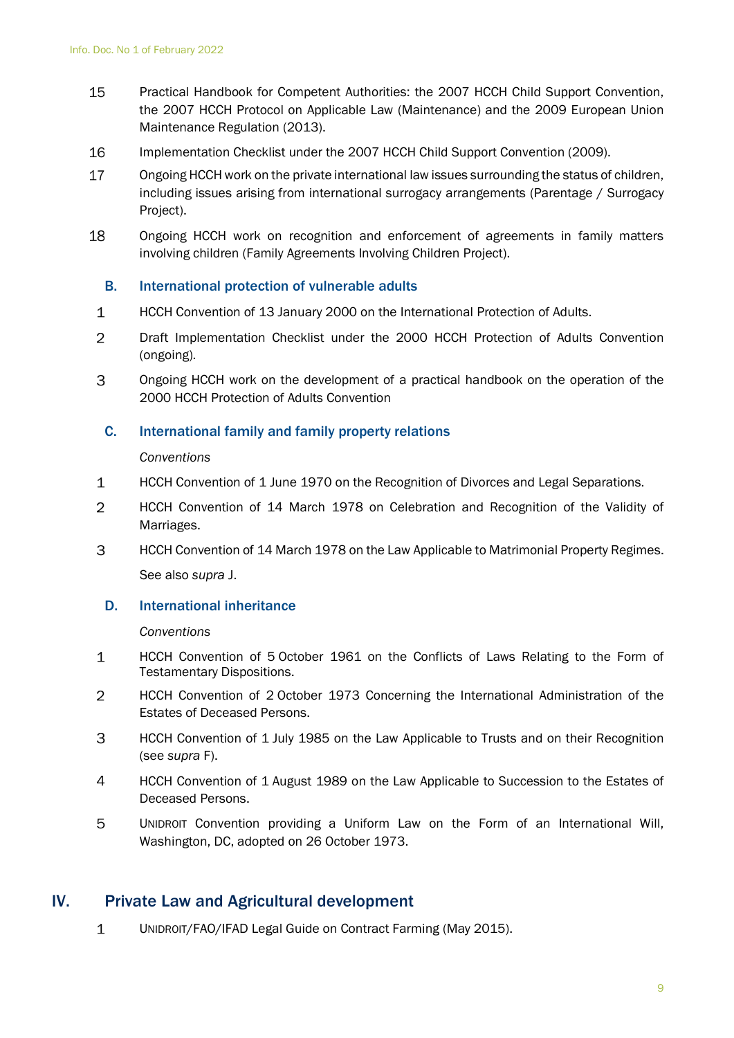15 Practical Handbook for Competent Authorities: the 2007 HCCH Child Support Convention, the 2007 HCCH Protocol on Applicable Law (Maintenance) and the 2009 European Union Maintenance Regulation (2013).

16 Implementation Checklist under the 2007 HCCH Child Support Convention (2009).

17 Ongoing HCCH work on the private international law issues surrounding the status of children, including issues arising from international surrogacy arrangements (Parentage / Surrogacy Project).

18 Ongoing HCCH work on recognition and enforcement of agreements in family matters involving children (Family Agreements Involving Children Project).

### B. International protection of vulnerable adults

1 HCCH Convention of 13 January 2000 on the International Protection of Adults.

2 Draft Implementation Checklist under the 2000 HCCH Protection of Adults Convention (ongoing).

3 Ongoing HCCH work on the development of a practical handbook on the operation of the 2000 HCCH Protection of Adults Convention

### C. International family and family property relations

*Conventions*

1 HCCH Convention of 1 June 1970 on the Recognition of Divorces and Legal Separations.

2 HCCH Convention of 14 March 1978 on Celebration and Recognition of the Validity of Marriages.

3 HCCH Convention of 14 March 1978 on the Law Applicable to Matrimonial Property Regimes.

See also *supra* J.

### D. International inheritance

*Conventions*

1 HCCH Convention of 5 October 1961 on the Conflicts of Laws Relating to the Form of Testamentary Dispositions.

2 HCCH Convention of 2 October 1973 Concerning the International Administration of the Estates of Deceased Persons.

3 HCCH Convention of 1 July 1985 on the Law Applicable to Trusts and on their Recognition (see *supra* F).

4 HCCH Convention of 1 August 1989 on the Law Applicable to Succession to the Estates of Deceased Persons.

5 UNIDROIT Convention providing a Uniform Law on the Form of an International Will, Washington, DC, adopted on 26 October 1973.

## IV. Private Law and Agricultural development

1 UNIDROIT/FAO/IFAD Legal Guide on Contract Farming (May 2015).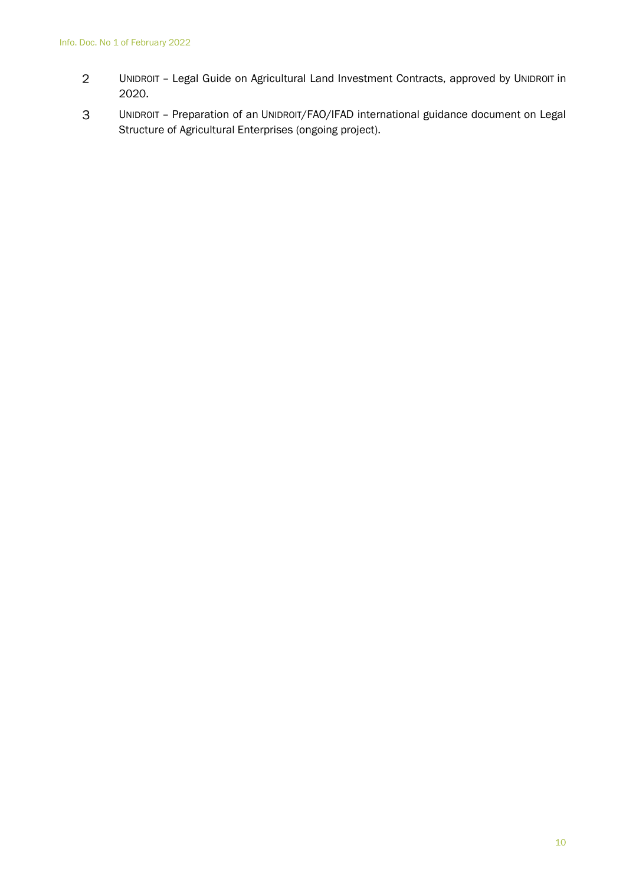2 UNIDROIT – Legal Guide on Agricultural Land Investment Contracts, approved by UNIDROIT in 2020.

3 UNIDROIT – Preparation of an UNIDROIT/FAO/IFAD international guidance document on Legal Structure of Agricultural Enterprises (ongoing project).